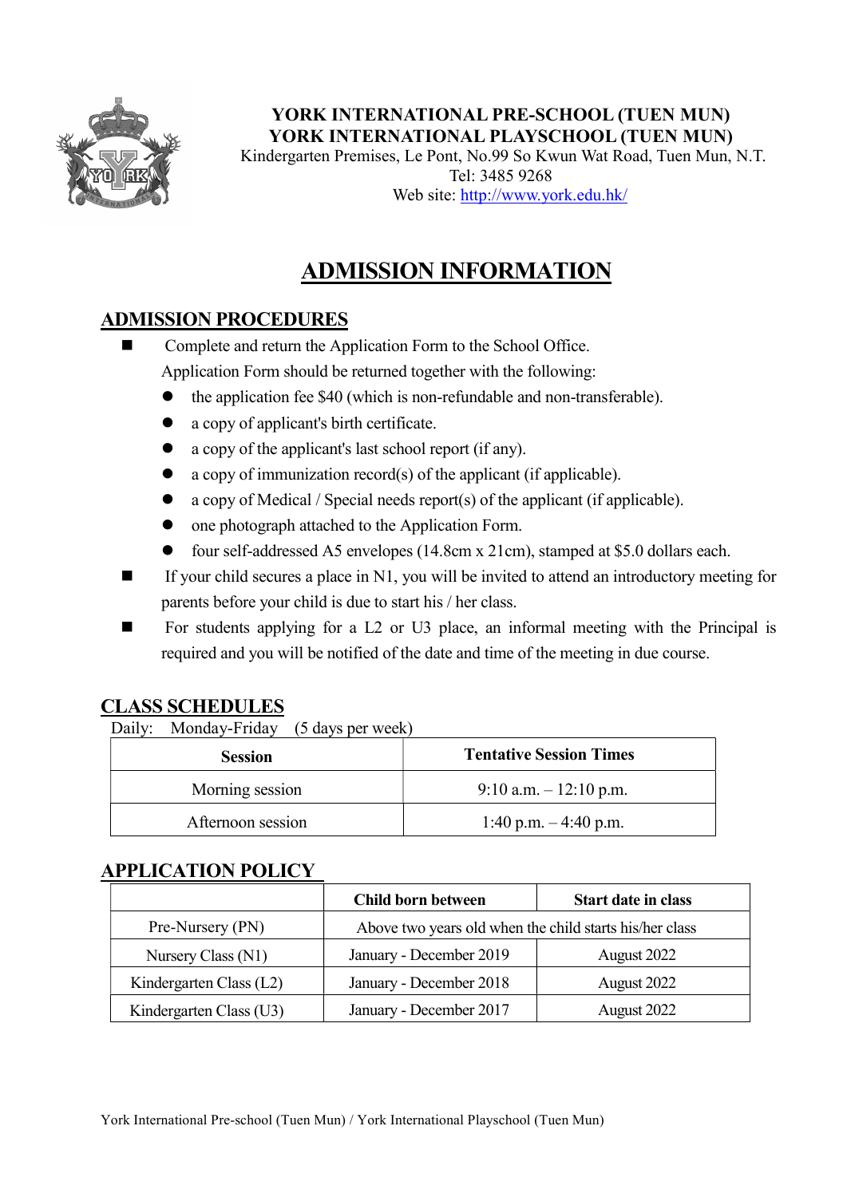**YORK INTERNATIONAL PRE-SCHOOL (TUEN MUN)**
**YORK INTERNATIONAL PLAYSCHOOL (TUEN MUN)**
Kindergarten Premises, Le Pont, No.99 So Kwun Wat Road, Tuen Mun, N.T.
Tel: 3485 9268
Web site: http://www.york.edu.hk/

# ADMISSION INFORMATION

## ADMISSION PROCEDURES

- Complete and return the Application Form to the School Office.
  Application Form should be returned together with the following:
  - the application fee $40 (which is non-refundable and non-transferable).
  - a copy of applicant's birth certificate.
  - a copy of the applicant's last school report (if any).
  - a copy of immunization record(s) of the applicant (if applicable).
  - a copy of Medical / Special needs report(s) of the applicant (if applicable).
  - one photograph attached to the Application Form.
  - four self-addressed A5 envelopes (14.8cm x 21cm), stamped at $5.0 dollars each.
- If your child secures a place in N1, you will be invited to attend an introductory meeting for parents before your child is due to start his / her class.
- For students applying for a L2 or U3 place, an informal meeting with the Principal is required and you will be notified of the date and time of the meeting in due course.

## CLASS SCHEDULES

Daily: Monday-Friday (5 days per week)

| Session | Tentative Session Times |
|---|---|
| Morning session | 9:10 a.m. – 12:10 p.m. |
| Afternoon session | 1:40 p.m. – 4:40 p.m. |

## APPLICATION POLICY

| | Child born between | Start date in class |
|---|---|---|
| Pre-Nursery (PN) | Above two years old when the child starts his/her class | |
| Nursery Class (N1) | January - December 2019 | August 2022 |
| Kindergarten Class (L2) | January - December 2018 | August 2022 |
| Kindergarten Class (U3) | January - December 2017 | August 2022 |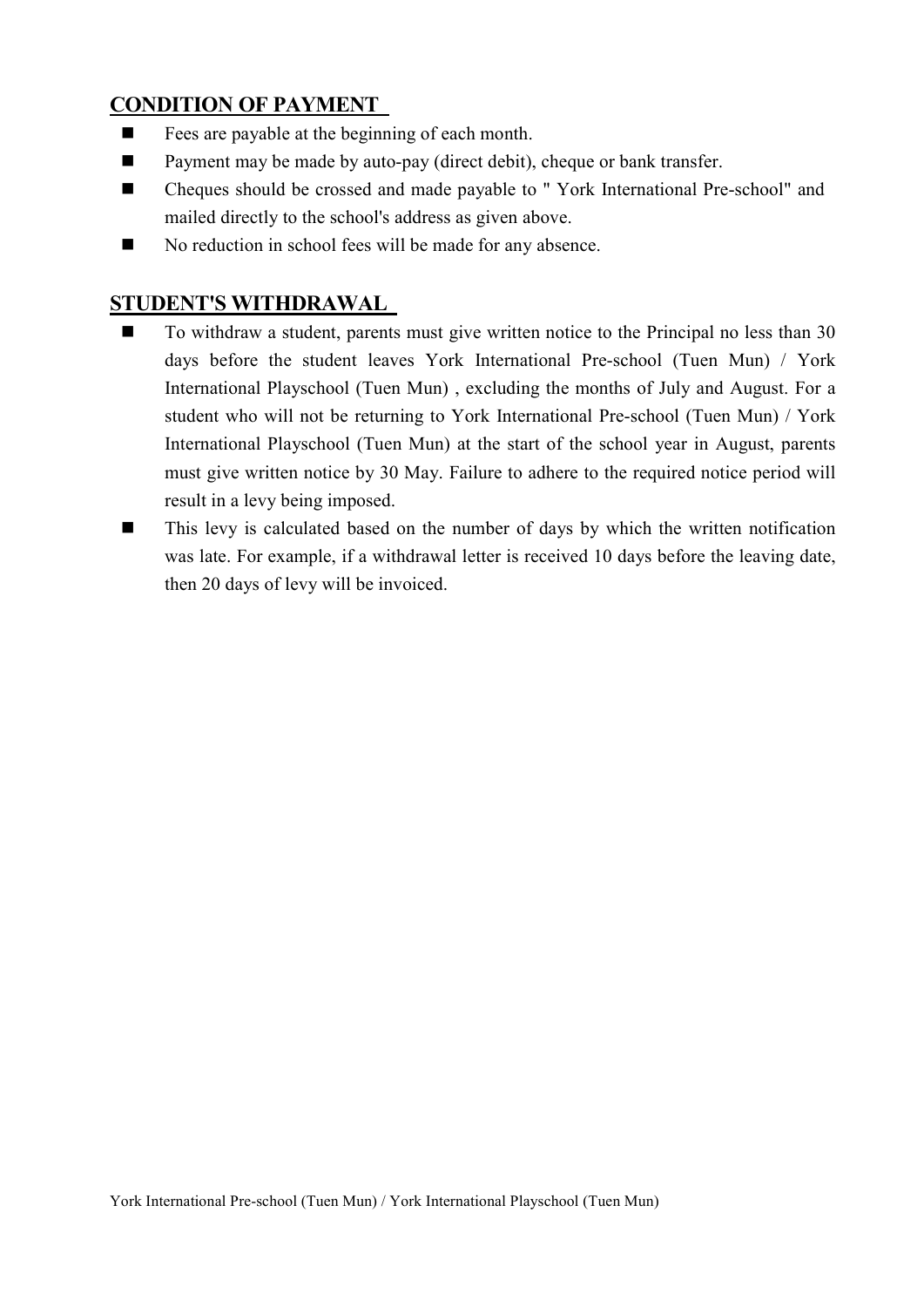## CONDITION OF PAYMENT

- Fees are payable at the beginning of each month.
- Payment may be made by auto-pay (direct debit), cheque or bank transfer.
- Cheques should be crossed and made payable to " York International Pre-school" and mailed directly to the school's address as given above.
- No reduction in school fees will be made for any absence.

## STUDENT'S WITHDRAWAL

- To withdraw a student, parents must give written notice to the Principal no less than 30 days before the student leaves York International Pre-school (Tuen Mun) / York International Playschool (Tuen Mun) , excluding the months of July and August. For a student who will not be returning to York International Pre-school (Tuen Mun) / York International Playschool (Tuen Mun) at the start of the school year in August, parents must give written notice by 30 May. Failure to adhere to the required notice period will result in a levy being imposed.
- This levy is calculated based on the number of days by which the written notification was late. For example, if a withdrawal letter is received 10 days before the leaving date, then 20 days of levy will be invoiced.